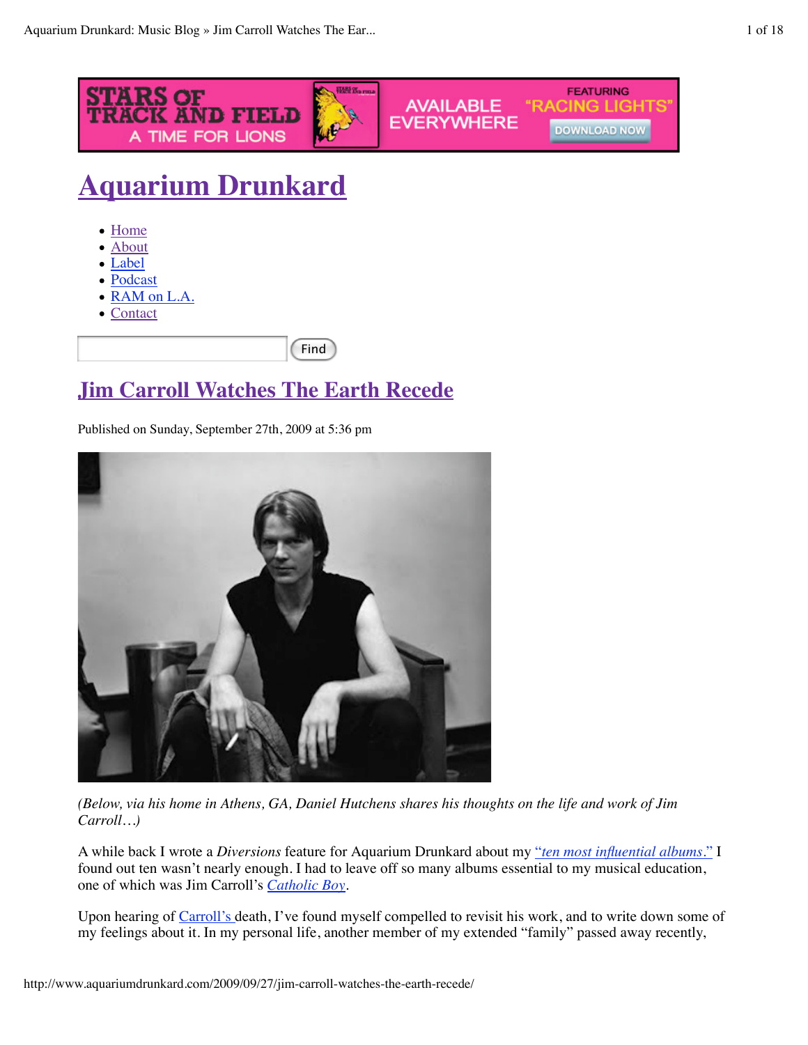# Aquarium Drunkard

- Home
- About
- Label
- Podcast
- RAM on L.A.
- Contact

Find

## Jim Carroll Watches The Earth Recede

Published on Sunday, September 27th, 2009 at 5:36 pm

*(Below, via his home in Athens, GA, Daniel Hutchens shares his thoughts on the life and work of Jim Carroll…)*

A while back I wrote a *Diversions* feature for Aquarium Drunkard about my *"ten most influential albums."* I found out ten wasn't nearly enough. I had to leave off so many albums essential to my musical education, one of which was Jim Carroll's *Catholic Boy*.

Upon hearing of Carroll's death, I've found myself compelled to revisit his work, and to write down some of my feelings about it. In my personal life, another member of my extended "family" passed away recently,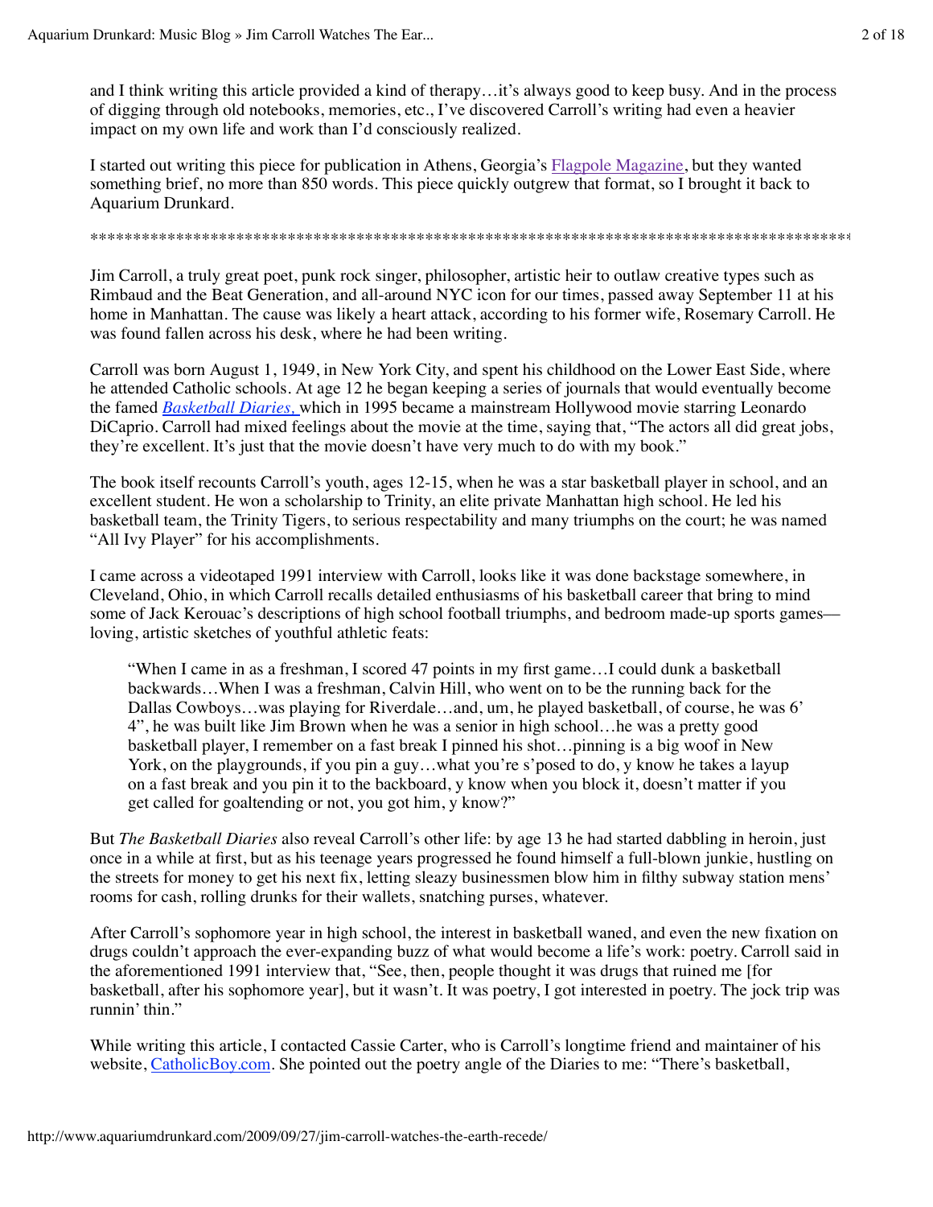and I think writing this article provided a kind of therapy…it's always good to keep busy. And in the process of digging through old notebooks, memories, etc., I've discovered Carroll's writing had even a heavier impact on my own life and work than I'd consciously realized.

I started out writing this piece for publication in Athens, Georgia's Flagpole Magazine, but they wanted something brief, no more than 850 words. This piece quickly outgrew that format, so I brought it back to Aquarium Drunkard.

********************************************************************************************

Jim Carroll, a truly great poet, punk rock singer, philosopher, artistic heir to outlaw creative types such as Rimbaud and the Beat Generation, and all-around NYC icon for our times, passed away September 11 at his home in Manhattan. The cause was likely a heart attack, according to his former wife, Rosemary Carroll. He was found fallen across his desk, where he had been writing.

Carroll was born August 1, 1949, in New York City, and spent his childhood on the Lower East Side, where he attended Catholic schools. At age 12 he began keeping a series of journals that would eventually become the famed *Basketball Diaries,* which in 1995 became a mainstream Hollywood movie starring Leonardo DiCaprio. Carroll had mixed feelings about the movie at the time, saying that, "The actors all did great jobs, they're excellent. It's just that the movie doesn't have very much to do with my book."

The book itself recounts Carroll's youth, ages 12-15, when he was a star basketball player in school, and an excellent student. He won a scholarship to Trinity, an elite private Manhattan high school. He led his basketball team, the Trinity Tigers, to serious respectability and many triumphs on the court; he was named "All Ivy Player" for his accomplishments.

I came across a videotaped 1991 interview with Carroll, looks like it was done backstage somewhere, in Cleveland, Ohio, in which Carroll recalls detailed enthusiasms of his basketball career that bring to mind some of Jack Kerouac's descriptions of high school football triumphs, and bedroom made-up sports games—loving, artistic sketches of youthful athletic feats:

> "When I came in as a freshman, I scored 47 points in my first game…I could dunk a basketball backwards…When I was a freshman, Calvin Hill, who went on to be the running back for the Dallas Cowboys…was playing for Riverdale…and, um, he played basketball, of course, he was 6' 4", he was built like Jim Brown when he was a senior in high school…he was a pretty good basketball player, I remember on a fast break I pinned his shot…pinning is a big woof in New York, on the playgrounds, if you pin a guy…what you're s'posed to do, y know he takes a layup on a fast break and you pin it to the backboard, y know when you block it, doesn't matter if you get called for goaltending or not, you got him, y know?"

But *The Basketball Diaries* also reveal Carroll's other life: by age 13 he had started dabbling in heroin, just once in a while at first, but as his teenage years progressed he found himself a full-blown junkie, hustling on the streets for money to get his next fix, letting sleazy businessmen blow him in filthy subway station mens' rooms for cash, rolling drunks for their wallets, snatching purses, whatever.

After Carroll's sophomore year in high school, the interest in basketball waned, and even the new fixation on drugs couldn't approach the ever-expanding buzz of what would become a life's work: poetry. Carroll said in the aforementioned 1991 interview that, "See, then, people thought it was drugs that ruined me [for basketball, after his sophomore year], but it wasn't. It was poetry, I got interested in poetry. The jock trip was runnin' thin."

While writing this article, I contacted Cassie Carter, who is Carroll's longtime friend and maintainer of his website, CatholicBoy.com. She pointed out the poetry angle of the Diaries to me: "There's basketball,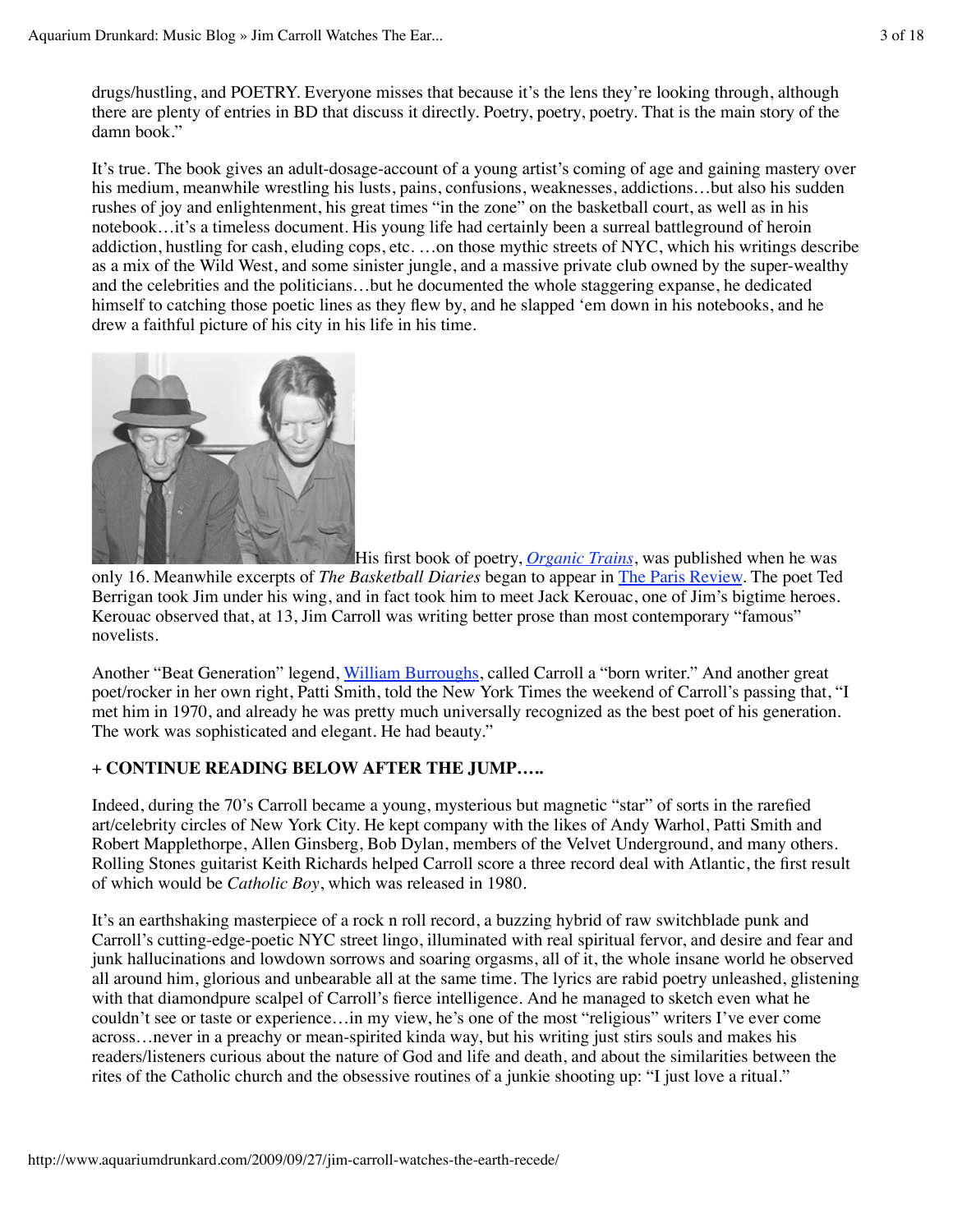drugs/hustling, and POETRY. Everyone misses that because it's the lens they're looking through, although there are plenty of entries in BD that discuss it directly. Poetry, poetry, poetry. That is the main story of the damn book."

It's true. The book gives an adult-dosage-account of a young artist's coming of age and gaining mastery over his medium, meanwhile wrestling his lusts, pains, confusions, weaknesses, addictions…but also his sudden rushes of joy and enlightenment, his great times "in the zone" on the basketball court, as well as in his notebook…it's a timeless document. His young life had certainly been a surreal battleground of heroin addiction, hustling for cash, eluding cops, etc. …on those mythic streets of NYC, which his writings describe as a mix of the Wild West, and some sinister jungle, and a massive private club owned by the super-wealthy and the celebrities and the politicians…but he documented the whole staggering expanse, he dedicated himself to catching those poetic lines as they flew by, and he slapped 'em down in his notebooks, and he drew a faithful picture of his city in his life in his time.

His first book of poetry, *Organic Trains*, was published when he was only 16. Meanwhile excerpts of *The Basketball Diaries* began to appear in The Paris Review. The poet Ted Berrigan took Jim under his wing, and in fact took him to meet Jack Kerouac, one of Jim's bigtime heroes. Kerouac observed that, at 13, Jim Carroll was writing better prose than most contemporary "famous" novelists.

Another "Beat Generation" legend, William Burroughs, called Carroll a "born writer." And another great poet/rocker in her own right, Patti Smith, told the New York Times the weekend of Carroll's passing that, "I met him in 1970, and already he was pretty much universally recognized as the best poet of his generation. The work was sophisticated and elegant. He had beauty."

**+ CONTINUE READING BELOW AFTER THE JUMP…..**

Indeed, during the 70's Carroll became a young, mysterious but magnetic "star" of sorts in the rarefied art/celebrity circles of New York City. He kept company with the likes of Andy Warhol, Patti Smith and Robert Mapplethorpe, Allen Ginsberg, Bob Dylan, members of the Velvet Underground, and many others. Rolling Stones guitarist Keith Richards helped Carroll score a three record deal with Atlantic, the first result of which would be *Catholic Boy*, which was released in 1980.

It's an earthshaking masterpiece of a rock n roll record, a buzzing hybrid of raw switchblade punk and Carroll's cutting-edge-poetic NYC street lingo, illuminated with real spiritual fervor, and desire and fear and junk hallucinations and lowdown sorrows and soaring orgasms, all of it, the whole insane world he observed all around him, glorious and unbearable all at the same time. The lyrics are rabid poetry unleashed, glistening with that diamondpure scalpel of Carroll's fierce intelligence. And he managed to sketch even what he couldn't see or taste or experience…in my view, he's one of the most "religious" writers I've ever come across…never in a preachy or mean-spirited kinda way, but his writing just stirs souls and makes his readers/listeners curious about the nature of God and life and death, and about the similarities between the rites of the Catholic church and the obsessive routines of a junkie shooting up: "I just love a ritual."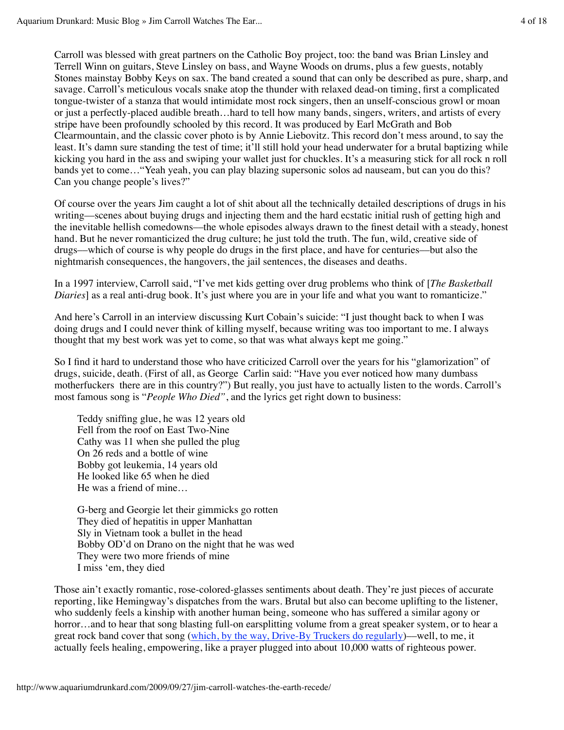Carroll was blessed with great partners on the Catholic Boy project, too: the band was Brian Linsley and Terrell Winn on guitars, Steve Linsley on bass, and Wayne Woods on drums, plus a few guests, notably Stones mainstay Bobby Keys on sax. The band created a sound that can only be described as pure, sharp, and savage. Carroll's meticulous vocals snake atop the thunder with relaxed dead-on timing, first a complicated tongue-twister of a stanza that would intimidate most rock singers, then an unself-conscious growl or moan or just a perfectly-placed audible breath…hard to tell how many bands, singers, writers, and artists of every stripe have been profoundly schooled by this record. It was produced by Earl McGrath and Bob Clearmountain, and the classic cover photo is by Annie Liebovitz. This record don't mess around, to say the least. It's damn sure standing the test of time; it'll still hold your head underwater for a brutal baptizing while kicking you hard in the ass and swiping your wallet just for chuckles. It's a measuring stick for all rock n roll bands yet to come…"Yeah yeah, you can play blazing supersonic solos ad nauseam, but can you do this? Can you change people's lives?"

Of course over the years Jim caught a lot of shit about all the technically detailed descriptions of drugs in his writing—scenes about buying drugs and injecting them and the hard ecstatic initial rush of getting high and the inevitable hellish comedowns—the whole episodes always drawn to the finest detail with a steady, honest hand. But he never romanticized the drug culture; he just told the truth. The fun, wild, creative side of drugs—which of course is why people do drugs in the first place, and have for centuries—but also the nightmarish consequences, the hangovers, the jail sentences, the diseases and deaths.

In a 1997 interview, Carroll said, "I've met kids getting over drug problems who think of [*The Basketball Diaries*] as a real anti-drug book. It's just where you are in your life and what you want to romanticize."

And here's Carroll in an interview discussing Kurt Cobain's suicide: "I just thought back to when I was doing drugs and I could never think of killing myself, because writing was too important to me. I always thought that my best work was yet to come, so that was what always kept me going."

So I find it hard to understand those who have criticized Carroll over the years for his "glamorization" of drugs, suicide, death. (First of all, as George Carlin said: "Have you ever noticed how many dumbass motherfuckers there are in this country?") But really, you just have to actually listen to the words. Carroll's most famous song is "*People Who Died"*, and the lyrics get right down to business:

> Teddy sniffing glue, he was 12 years old
> Fell from the roof on East Two-Nine
> Cathy was 11 when she pulled the plug
> On 26 reds and a bottle of wine
> Bobby got leukemia, 14 years old
> He looked like 65 when he died
> He was a friend of mine…
>
> G-berg and Georgie let their gimmicks go rotten
> They died of hepatitis in upper Manhattan
> Sly in Vietnam took a bullet in the head
> Bobby OD'd on Drano on the night that he was wed
> They were two more friends of mine
> I miss 'em, they died

Those ain't exactly romantic, rose-colored-glasses sentiments about death. They're just pieces of accurate reporting, like Hemingway's dispatches from the wars. Brutal but also can become uplifting to the listener, who suddenly feels a kinship with another human being, someone who has suffered a similar agony or horror…and to hear that song blasting full-on earsplitting volume from a great speaker system, or to hear a great rock band cover that song (which, by the way, Drive-By Truckers do regularly)—well, to me, it actually feels healing, empowering, like a prayer plugged into about 10,000 watts of righteous power.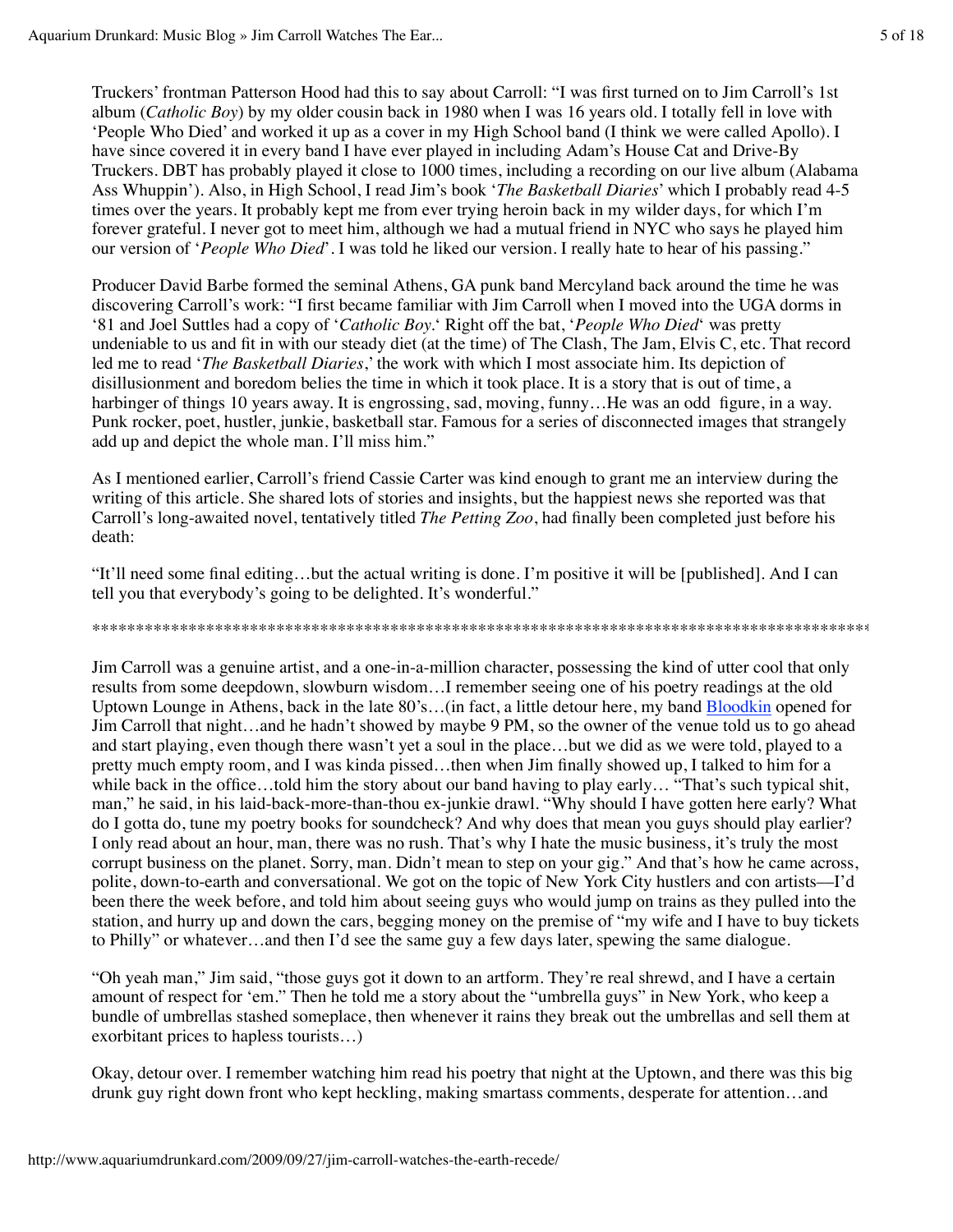Truckers' frontman Patterson Hood had this to say about Carroll: "I was first turned on to Jim Carroll's 1st album (*Catholic Boy*) by my older cousin back in 1980 when I was 16 years old. I totally fell in love with 'People Who Died' and worked it up as a cover in my High School band (I think we were called Apollo). I have since covered it in every band I have ever played in including Adam's House Cat and Drive-By Truckers. DBT has probably played it close to 1000 times, including a recording on our live album (Alabama Ass Whuppin'). Also, in High School, I read Jim's book '*The Basketball Diaries*' which I probably read 4-5 times over the years. It probably kept me from ever trying heroin back in my wilder days, for which I'm forever grateful. I never got to meet him, although we had a mutual friend in NYC who says he played him our version of '*People Who Died*'. I was told he liked our version. I really hate to hear of his passing."

Producer David Barbe formed the seminal Athens, GA punk band Mercyland back around the time he was discovering Carroll's work: "I first became familiar with Jim Carroll when I moved into the UGA dorms in '81 and Joel Suttles had a copy of '*Catholic Boy*.' Right off the bat, '*People Who Died*' was pretty undeniable to us and fit in with our steady diet (at the time) of The Clash, The Jam, Elvis C, etc. That record led me to read '*The Basketball Diaries*,' the work with which I most associate him. Its depiction of disillusionment and boredom belies the time in which it took place. It is a story that is out of time, a harbinger of things 10 years away. It is engrossing, sad, moving, funny…He was an odd figure, in a way. Punk rocker, poet, hustler, junkie, basketball star. Famous for a series of disconnected images that strangely add up and depict the whole man. I'll miss him."

As I mentioned earlier, Carroll's friend Cassie Carter was kind enough to grant me an interview during the writing of this article. She shared lots of stories and insights, but the happiest news she reported was that Carroll's long-awaited novel, tentatively titled *The Petting Zoo*, had finally been completed just before his death:

"It'll need some final editing…but the actual writing is done. I'm positive it will be [published]. And I can tell you that everybody's going to be delighted. It's wonderful."

\*\*\*\*\*\*\*\*\*\*\*\*\*\*\*\*\*\*\*\*\*\*\*\*\*\*\*\*\*\*\*\*\*\*\*\*\*\*\*\*\*\*\*\*\*\*\*\*\*\*\*\*\*\*\*\*\*\*\*\*\*\*\*\*\*\*\*\*\*\*\*\*\*\*\*\*\*\*\*\*\*\*\*\*\*\*\*\*\*\*

Jim Carroll was a genuine artist, and a one-in-a-million character, possessing the kind of utter cool that only results from some deepdown, slowburn wisdom…I remember seeing one of his poetry readings at the old Uptown Lounge in Athens, back in the late 80's…(in fact, a little detour here, my band Bloodkin opened for Jim Carroll that night…and he hadn't showed by maybe 9 PM, so the owner of the venue told us to go ahead and start playing, even though there wasn't yet a soul in the place…but we did as we were told, played to a pretty much empty room, and I was kinda pissed…then when Jim finally showed up, I talked to him for a while back in the office…told him the story about our band having to play early… "That's such typical shit, man," he said, in his laid-back-more-than-thou ex-junkie drawl. "Why should I have gotten here early? What do I gotta do, tune my poetry books for soundcheck? And why does that mean you guys should play earlier? I only read about an hour, man, there was no rush. That's why I hate the music business, it's truly the most corrupt business on the planet. Sorry, man. Didn't mean to step on your gig." And that's how he came across, polite, down-to-earth and conversational. We got on the topic of New York City hustlers and con artists—I'd been there the week before, and told him about seeing guys who would jump on trains as they pulled into the station, and hurry up and down the cars, begging money on the premise of "my wife and I have to buy tickets to Philly" or whatever…and then I'd see the same guy a few days later, spewing the same dialogue.

"Oh yeah man," Jim said, "those guys got it down to an artform. They're real shrewd, and I have a certain amount of respect for 'em." Then he told me a story about the "umbrella guys" in New York, who keep a bundle of umbrellas stashed someplace, then whenever it rains they break out the umbrellas and sell them at exorbitant prices to hapless tourists…)

Okay, detour over. I remember watching him read his poetry that night at the Uptown, and there was this big drunk guy right down front who kept heckling, making smartass comments, desperate for attention…and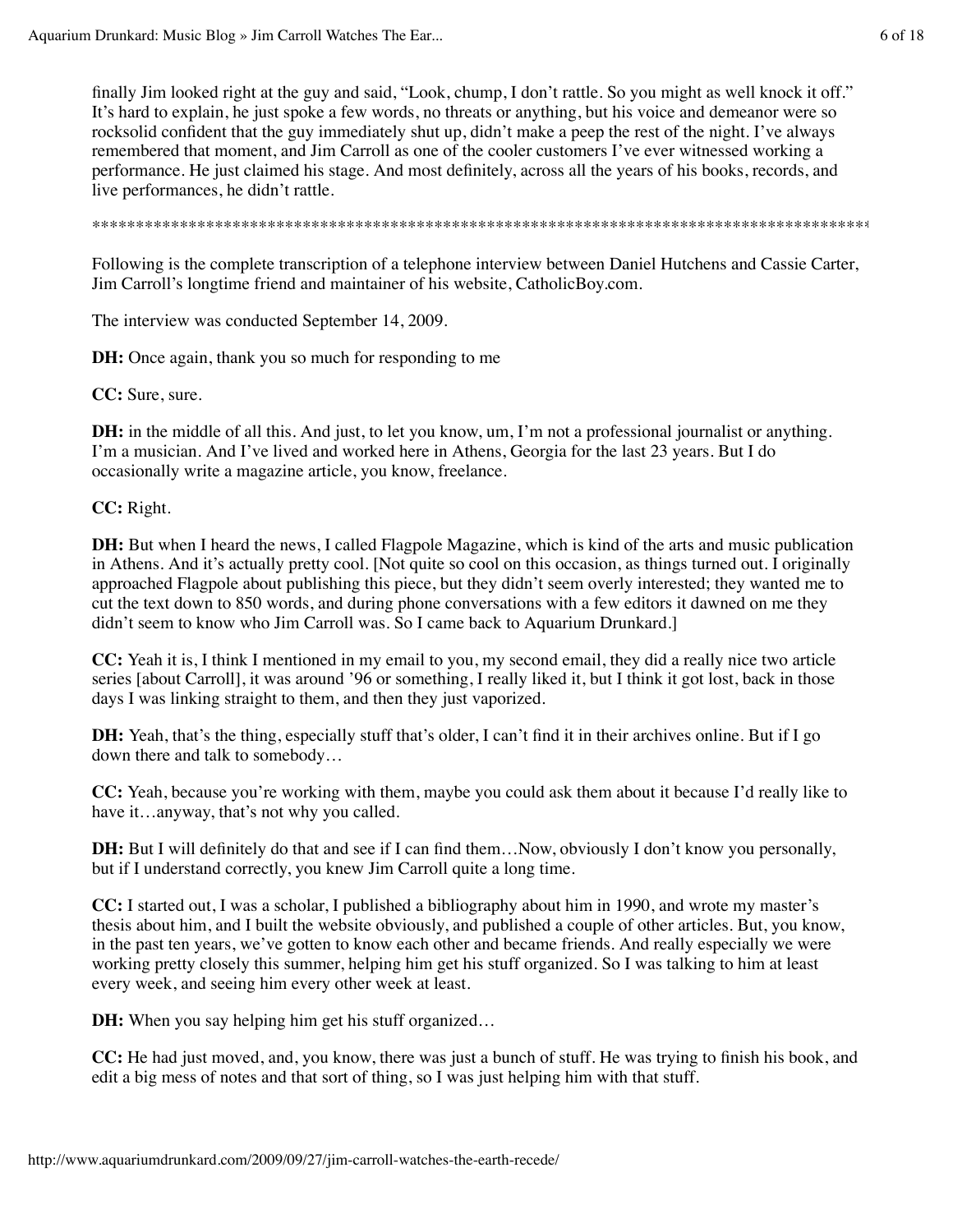finally Jim looked right at the guy and said, "Look, chump, I don't rattle. So you might as well knock it off." It's hard to explain, he just spoke a few words, no threats or anything, but his voice and demeanor were so rocksolid confident that the guy immediately shut up, didn't make a peep the rest of the night. I've always remembered that moment, and Jim Carroll as one of the cooler customers I've ever witnessed working a performance. He just claimed his stage. And most definitely, across all the years of his books, records, and live performances, he didn't rattle.

\*\*\*\*\*\*\*\*\*\*\*\*\*\*\*\*\*\*\*\*\*\*\*\*\*\*\*\*\*\*\*\*\*\*\*\*\*\*\*\*\*\*\*\*\*\*\*\*\*\*\*\*\*\*\*\*\*\*\*\*\*\*\*\*\*\*\*\*\*\*\*\*\*\*\*\*\*\*\*\*\*\*\*\*\*\*\*\*\*\*

Following is the complete transcription of a telephone interview between Daniel Hutchens and Cassie Carter, Jim Carroll's longtime friend and maintainer of his website, CatholicBoy.com.

The interview was conducted September 14, 2009.

**DH:** Once again, thank you so much for responding to me

**CC:** Sure, sure.

**DH:** in the middle of all this. And just, to let you know, um, I'm not a professional journalist or anything. I'm a musician. And I've lived and worked here in Athens, Georgia for the last 23 years. But I do occasionally write a magazine article, you know, freelance.

**CC:** Right.

**DH:** But when I heard the news, I called Flagpole Magazine, which is kind of the arts and music publication in Athens. And it's actually pretty cool. [Not quite so cool on this occasion, as things turned out. I originally approached Flagpole about publishing this piece, but they didn't seem overly interested; they wanted me to cut the text down to 850 words, and during phone conversations with a few editors it dawned on me they didn't seem to know who Jim Carroll was. So I came back to Aquarium Drunkard.]

**CC:** Yeah it is, I think I mentioned in my email to you, my second email, they did a really nice two article series [about Carroll], it was around '96 or something, I really liked it, but I think it got lost, back in those days I was linking straight to them, and then they just vaporized.

**DH:** Yeah, that's the thing, especially stuff that's older, I can't find it in their archives online. But if I go down there and talk to somebody…

**CC:** Yeah, because you're working with them, maybe you could ask them about it because I'd really like to have it…anyway, that's not why you called.

**DH:** But I will definitely do that and see if I can find them…Now, obviously I don't know you personally, but if I understand correctly, you knew Jim Carroll quite a long time.

**CC:** I started out, I was a scholar, I published a bibliography about him in 1990, and wrote my master's thesis about him, and I built the website obviously, and published a couple of other articles. But, you know, in the past ten years, we've gotten to know each other and became friends. And really especially we were working pretty closely this summer, helping him get his stuff organized. So I was talking to him at least every week, and seeing him every other week at least.

**DH:** When you say helping him get his stuff organized…

**CC:** He had just moved, and, you know, there was just a bunch of stuff. He was trying to finish his book, and edit a big mess of notes and that sort of thing, so I was just helping him with that stuff.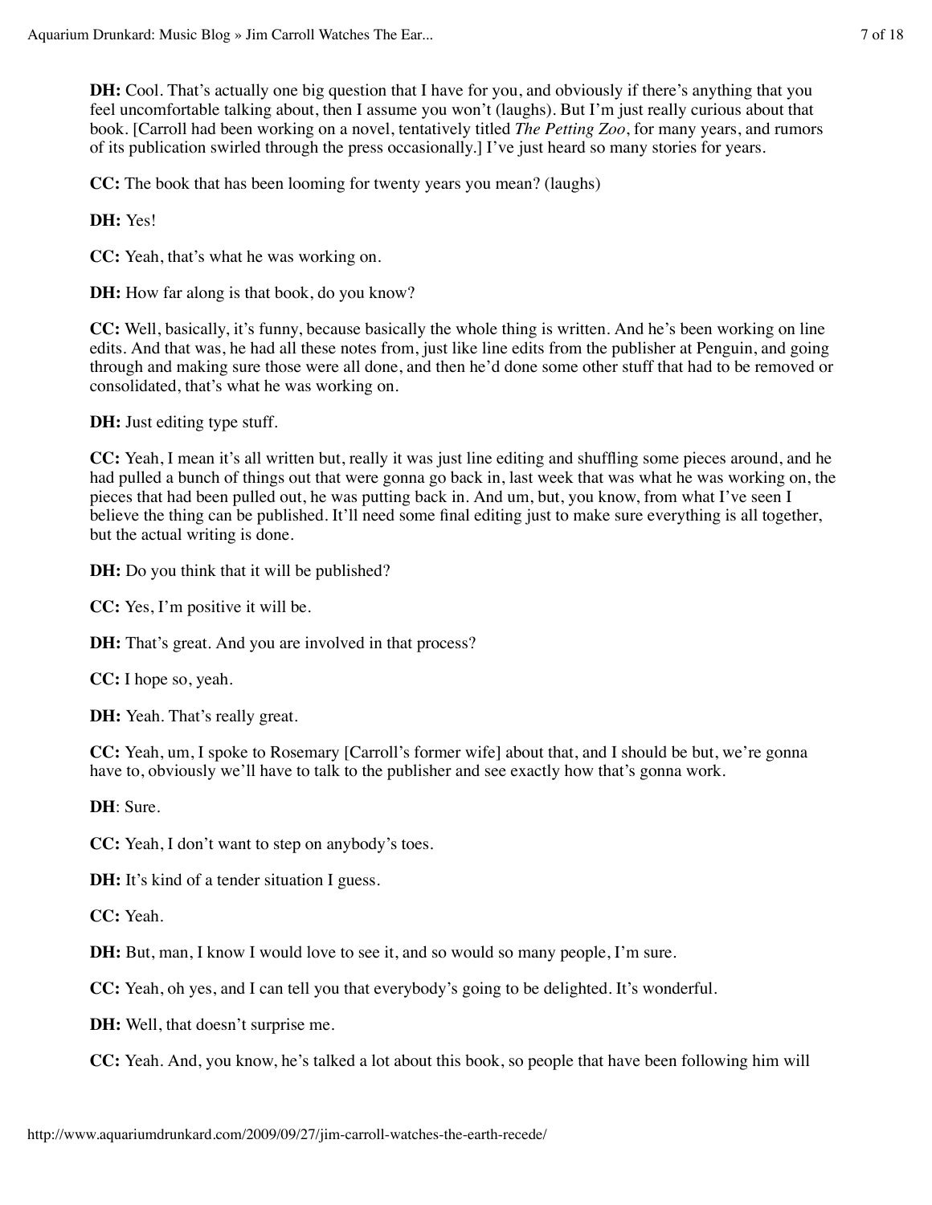**DH:** Cool. That's actually one big question that I have for you, and obviously if there's anything that you feel uncomfortable talking about, then I assume you won't (laughs). But I'm just really curious about that book. [Carroll had been working on a novel, tentatively titled *The Petting Zoo*, for many years, and rumors of its publication swirled through the press occasionally.] I've just heard so many stories for years.

**CC:** The book that has been looming for twenty years you mean? (laughs)

**DH:** Yes!

**CC:** Yeah, that's what he was working on.

**DH:** How far along is that book, do you know?

**CC:** Well, basically, it's funny, because basically the whole thing is written. And he's been working on line edits. And that was, he had all these notes from, just like line edits from the publisher at Penguin, and going through and making sure those were all done, and then he'd done some other stuff that had to be removed or consolidated, that's what he was working on.

**DH:** Just editing type stuff.

**CC:** Yeah, I mean it's all written but, really it was just line editing and shuffling some pieces around, and he had pulled a bunch of things out that were gonna go back in, last week that was what he was working on, the pieces that had been pulled out, he was putting back in. And um, but, you know, from what I've seen I believe the thing can be published. It'll need some final editing just to make sure everything is all together, but the actual writing is done.

**DH:** Do you think that it will be published?

**CC:** Yes, I'm positive it will be.

**DH:** That's great. And you are involved in that process?

**CC:** I hope so, yeah.

**DH:** Yeah. That's really great.

**CC:** Yeah, um, I spoke to Rosemary [Carroll's former wife] about that, and I should be but, we're gonna have to, obviously we'll have to talk to the publisher and see exactly how that's gonna work.

**DH**: Sure.

**CC:** Yeah, I don't want to step on anybody's toes.

**DH:** It's kind of a tender situation I guess.

**CC:** Yeah.

**DH:** But, man, I know I would love to see it, and so would so many people, I'm sure.

**CC:** Yeah, oh yes, and I can tell you that everybody's going to be delighted. It's wonderful.

**DH:** Well, that doesn't surprise me.

**CC:** Yeah. And, you know, he's talked a lot about this book, so people that have been following him will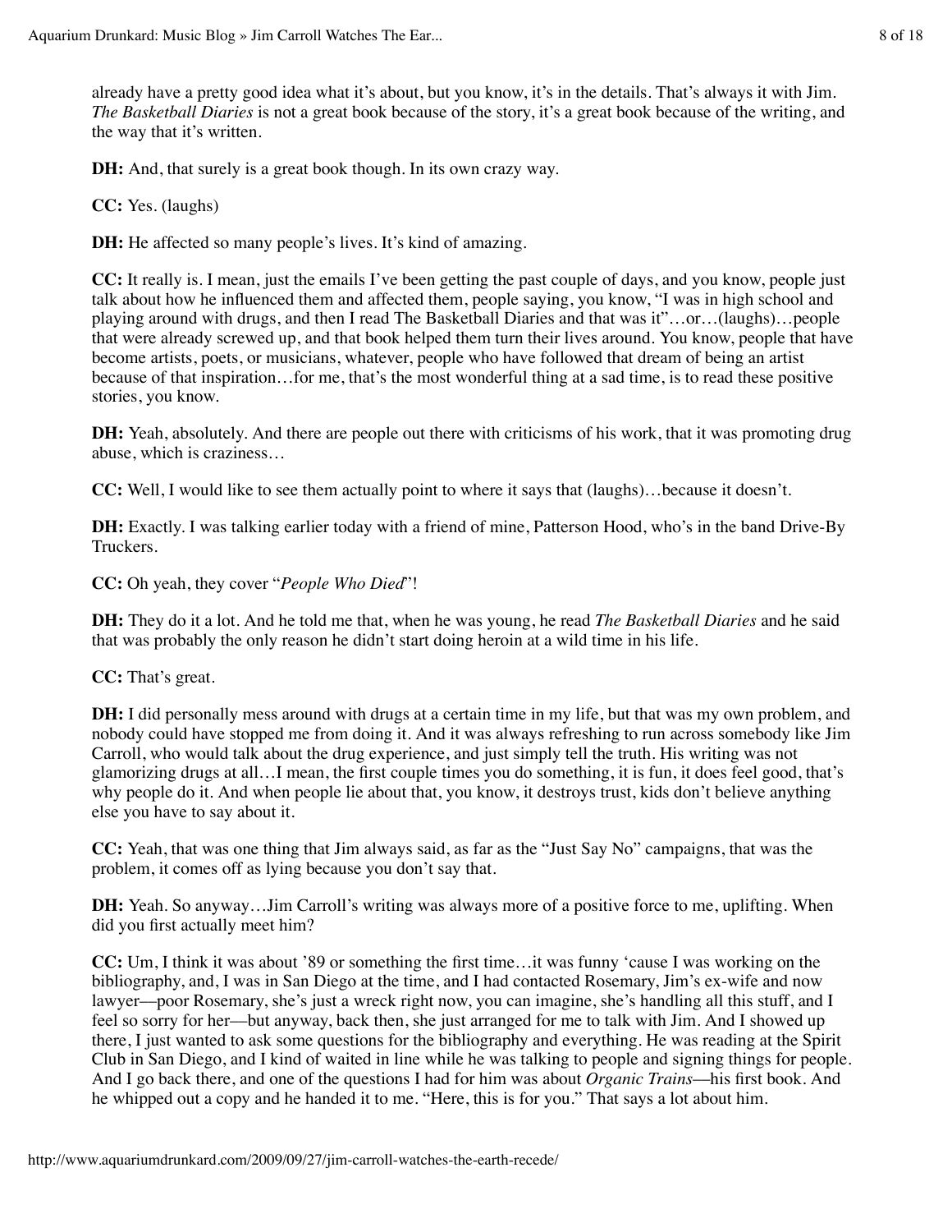already have a pretty good idea what it's about, but you know, it's in the details. That's always it with Jim. *The Basketball Diaries* is not a great book because of the story, it's a great book because of the writing, and the way that it's written.

**DH:** And, that surely is a great book though. In its own crazy way.

**CC:** Yes. (laughs)

**DH:** He affected so many people's lives. It's kind of amazing.

**CC:** It really is. I mean, just the emails I've been getting the past couple of days, and you know, people just talk about how he influenced them and affected them, people saying, you know, "I was in high school and playing around with drugs, and then I read The Basketball Diaries and that was it"…or…(laughs)…people that were already screwed up, and that book helped them turn their lives around. You know, people that have become artists, poets, or musicians, whatever, people who have followed that dream of being an artist because of that inspiration…for me, that's the most wonderful thing at a sad time, is to read these positive stories, you know.

**DH:** Yeah, absolutely. And there are people out there with criticisms of his work, that it was promoting drug abuse, which is craziness…

**CC:** Well, I would like to see them actually point to where it says that (laughs)…because it doesn't.

**DH:** Exactly. I was talking earlier today with a friend of mine, Patterson Hood, who's in the band Drive-By Truckers.

**CC:** Oh yeah, they cover "*People Who Died*"!

**DH:** They do it a lot. And he told me that, when he was young, he read *The Basketball Diaries* and he said that was probably the only reason he didn't start doing heroin at a wild time in his life.

**CC:** That's great.

**DH:** I did personally mess around with drugs at a certain time in my life, but that was my own problem, and nobody could have stopped me from doing it. And it was always refreshing to run across somebody like Jim Carroll, who would talk about the drug experience, and just simply tell the truth. His writing was not glamorizing drugs at all…I mean, the first couple times you do something, it is fun, it does feel good, that's why people do it. And when people lie about that, you know, it destroys trust, kids don't believe anything else you have to say about it.

**CC:** Yeah, that was one thing that Jim always said, as far as the "Just Say No" campaigns, that was the problem, it comes off as lying because you don't say that.

**DH:** Yeah. So anyway…Jim Carroll's writing was always more of a positive force to me, uplifting. When did you first actually meet him?

**CC:** Um, I think it was about '89 or something the first time…it was funny 'cause I was working on the bibliography, and, I was in San Diego at the time, and I had contacted Rosemary, Jim's ex-wife and now lawyer—poor Rosemary, she's just a wreck right now, you can imagine, she's handling all this stuff, and I feel so sorry for her—but anyway, back then, she just arranged for me to talk with Jim. And I showed up there, I just wanted to ask some questions for the bibliography and everything. He was reading at the Spirit Club in San Diego, and I kind of waited in line while he was talking to people and signing things for people. And I go back there, and one of the questions I had for him was about *Organic Trains*—his first book. And he whipped out a copy and he handed it to me. "Here, this is for you." That says a lot about him.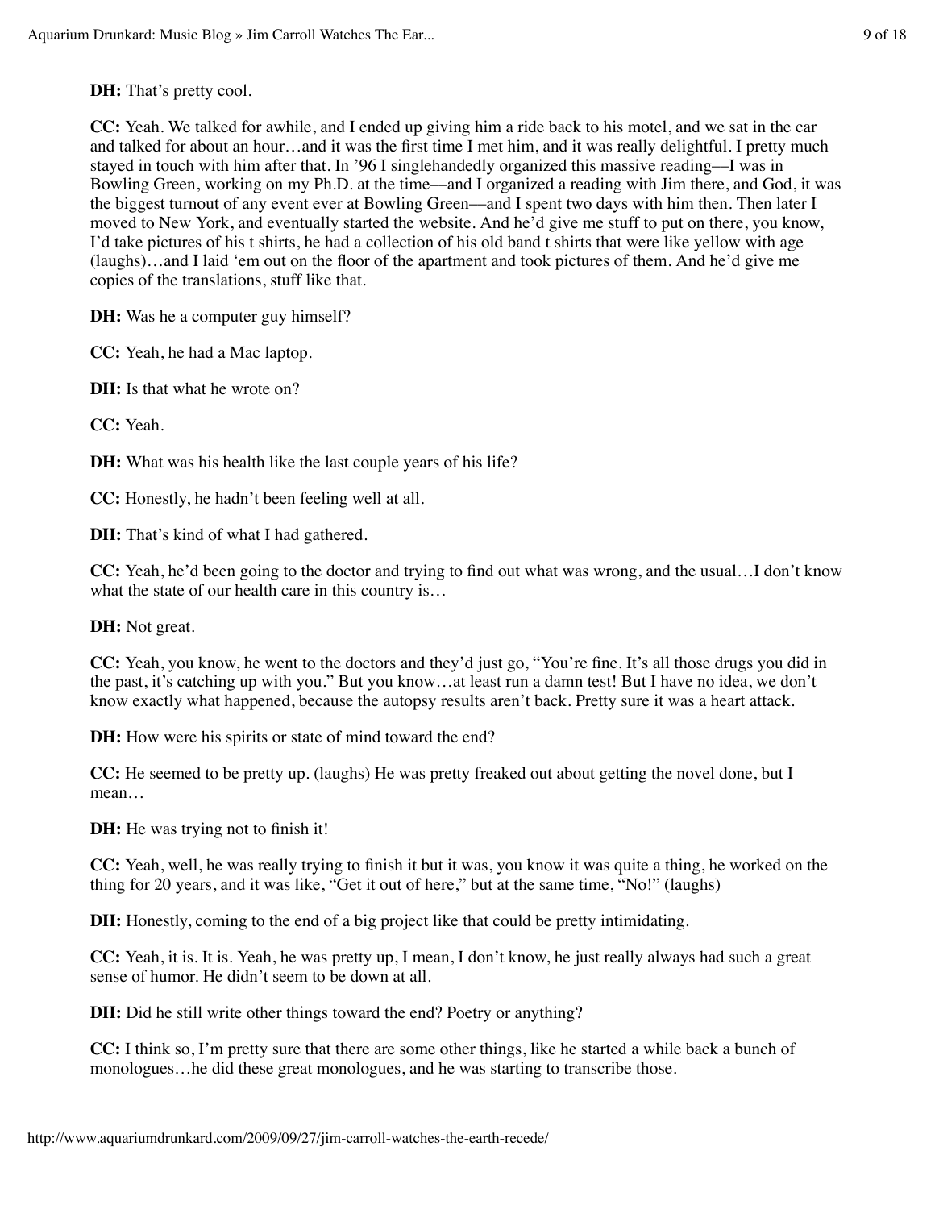**DH:** That's pretty cool.

**CC:** Yeah. We talked for awhile, and I ended up giving him a ride back to his motel, and we sat in the car and talked for about an hour…and it was the first time I met him, and it was really delightful. I pretty much stayed in touch with him after that. In '96 I singlehandedly organized this massive reading—I was in Bowling Green, working on my Ph.D. at the time—and I organized a reading with Jim there, and God, it was the biggest turnout of any event ever at Bowling Green—and I spent two days with him then. Then later I moved to New York, and eventually started the website. And he'd give me stuff to put on there, you know, I'd take pictures of his t shirts, he had a collection of his old band t shirts that were like yellow with age (laughs)…and I laid 'em out on the floor of the apartment and took pictures of them. And he'd give me copies of the translations, stuff like that.

**DH:** Was he a computer guy himself?

**CC:** Yeah, he had a Mac laptop.

**DH:** Is that what he wrote on?

**CC:** Yeah.

**DH:** What was his health like the last couple years of his life?

**CC:** Honestly, he hadn't been feeling well at all.

**DH:** That's kind of what I had gathered.

**CC:** Yeah, he'd been going to the doctor and trying to find out what was wrong, and the usual…I don't know what the state of our health care in this country is…

**DH:** Not great.

**CC:** Yeah, you know, he went to the doctors and they'd just go, "You're fine. It's all those drugs you did in the past, it's catching up with you." But you know…at least run a damn test! But I have no idea, we don't know exactly what happened, because the autopsy results aren't back. Pretty sure it was a heart attack.

**DH:** How were his spirits or state of mind toward the end?

**CC:** He seemed to be pretty up. (laughs) He was pretty freaked out about getting the novel done, but I mean…

**DH:** He was trying not to finish it!

**CC:** Yeah, well, he was really trying to finish it but it was, you know it was quite a thing, he worked on the thing for 20 years, and it was like, "Get it out of here," but at the same time, "No!" (laughs)

**DH:** Honestly, coming to the end of a big project like that could be pretty intimidating.

**CC:** Yeah, it is. It is. Yeah, he was pretty up, I mean, I don't know, he just really always had such a great sense of humor. He didn't seem to be down at all.

**DH:** Did he still write other things toward the end? Poetry or anything?

**CC:** I think so, I'm pretty sure that there are some other things, like he started a while back a bunch of monologues…he did these great monologues, and he was starting to transcribe those.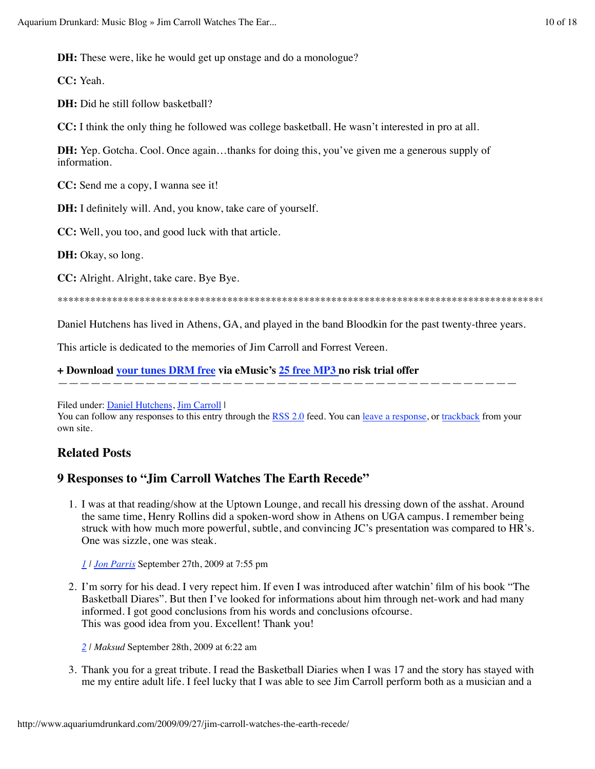**DH:** These were, like he would get up onstage and do a monologue?

**CC:** Yeah.

**DH:** Did he still follow basketball?

**CC:** I think the only thing he followed was college basketball. He wasn't interested in pro at all.

**DH:** Yep. Gotcha. Cool. Once again…thanks for doing this, you've given me a generous supply of information.

**CC:** Send me a copy, I wanna see it!

**DH:** I definitely will. And, you know, take care of yourself.

**CC:** Well, you too, and good luck with that article.

**DH:** Okay, so long.

**CC:** Alright. Alright, take care. Bye Bye.

*******************************************************************************************

Daniel Hutchens has lived in Athens, GA, and played in the band Bloodkin for the past twenty-three years.

This article is dedicated to the memories of Jim Carroll and Forrest Vereen.

**+ Download your tunes DRM free via eMusic's 25 free MP3 no risk trial offer**

---

Filed under: Daniel Hutchens, Jim Carroll |
You can follow any responses to this entry through the RSS 2.0 feed. You can leave a response, or trackback from your own site.

## Related Posts

## 9 Responses to "Jim Carroll Watches The Earth Recede"

1. I was at that reading/show at the Uptown Lounge, and recall his dressing down of the asshat. Around the same time, Henry Rollins did a spoken-word show in Athens on UGA campus. I remember being struck with how much more powerful, subtle, and convincing JC's presentation was compared to HR's. One was sizzle, one was steak.

   *1* | *Jon Parris* September 27th, 2009 at 7:55 pm

2. I'm sorry for his dead. I very repect him. If even I was introduced after watchin' film of his book "The Basketball Diares". But then I've looked for informations about him through net-work and had many informed. I got good conclusions from his words and conclusions ofcourse.
   This was good idea from you. Excellent! Thank you!

   *2* | *Maksud* September 28th, 2009 at 6:22 am

3. Thank you for a great tribute. I read the Basketball Diaries when I was 17 and the story has stayed with me my entire adult life. I feel lucky that I was able to see Jim Carroll perform both as a musician and a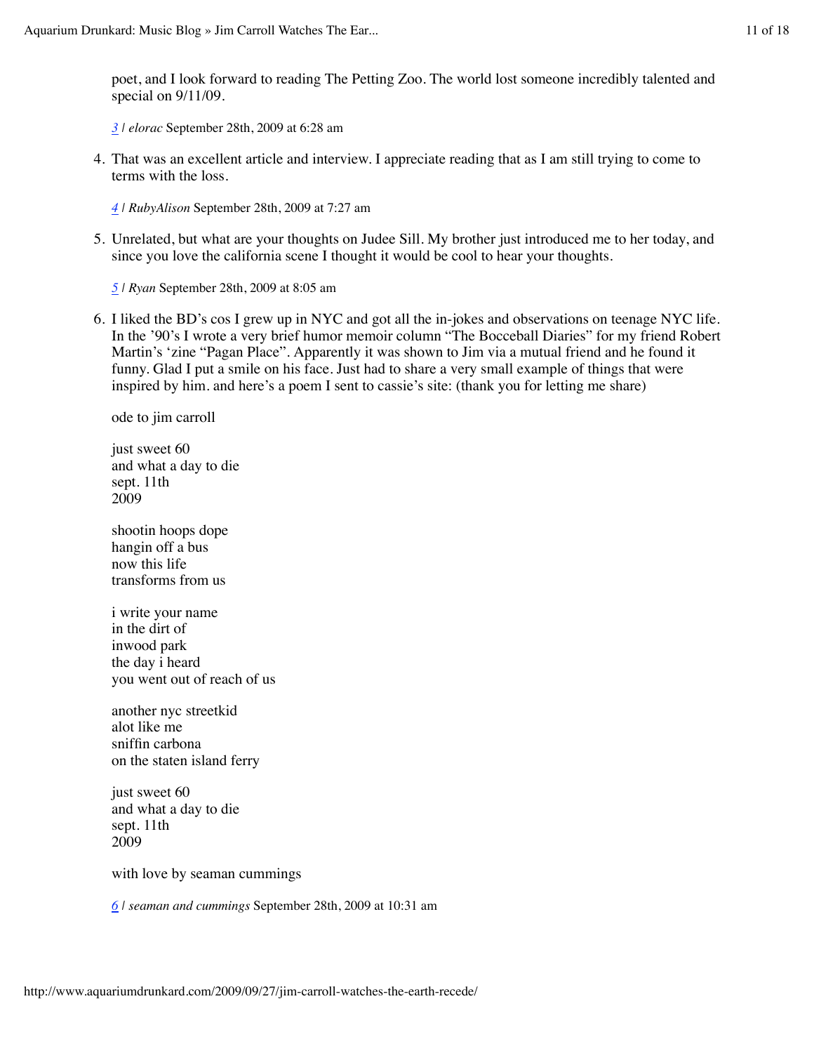poet, and I look forward to reading The Petting Zoo. The world lost someone incredibly talented and special on 9/11/09.

[3](#) | *elorac* September 28th, 2009 at 6:28 am

4. That was an excellent article and interview. I appreciate reading that as I am still trying to come to terms with the loss.

   [4](#) | *RubyAlison* September 28th, 2009 at 7:27 am

5. Unrelated, but what are your thoughts on Judee Sill. My brother just introduced me to her today, and since you love the california scene I thought it would be cool to hear your thoughts.

   [5](#) | *Ryan* September 28th, 2009 at 8:05 am

6. I liked the BD's cos I grew up in NYC and got all the in-jokes and observations on teenage NYC life. In the '90's I wrote a very brief humor memoir column "The Bocceball Diaries" for my friend Robert Martin's 'zine "Pagan Place". Apparently it was shown to Jim via a mutual friend and he found it funny. Glad I put a smile on his face. Just had to share a very small example of things that were inspired by him. and here's a poem I sent to cassie's site: (thank you for letting me share)

   ode to jim carroll

   just sweet 60
   and what a day to die
   sept. 11th
   2009

   shootin hoops dope
   hangin off a bus
   now this life
   transforms from us

   i write your name
   in the dirt of
   inwood park
   the day i heard
   you went out of reach of us

   another nyc streetkid
   alot like me
   sniffin carbona
   on the staten island ferry

   just sweet 60
   and what a day to die
   sept. 11th
   2009

   with love by seaman cummings

   [6](#) | *seaman and cummings* September 28th, 2009 at 10:31 am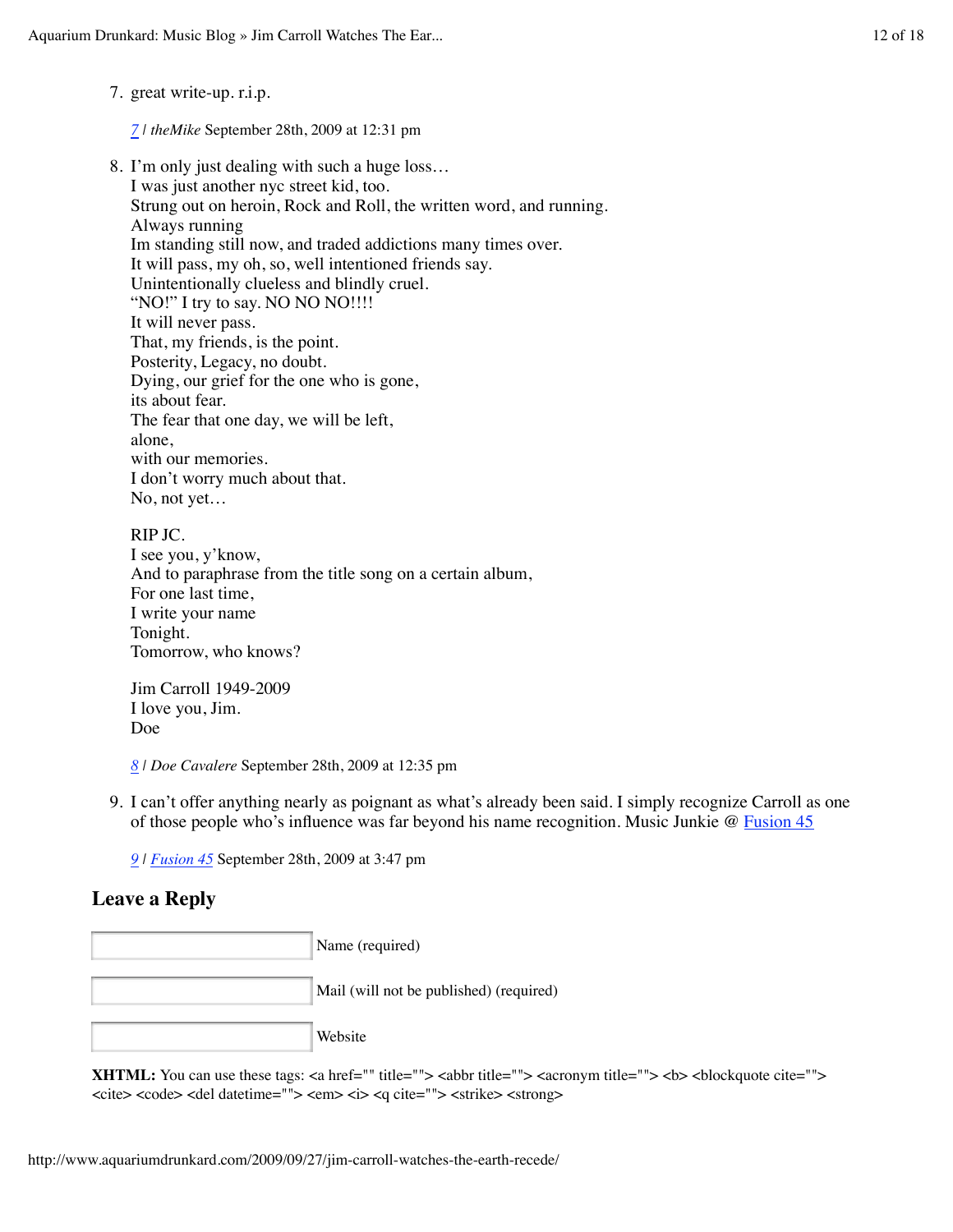7. great write-up. r.i.p.

   *7* | *theMike* September 28th, 2009 at 12:31 pm

8. I'm only just dealing with such a huge loss…
   I was just another nyc street kid, too.
   Strung out on heroin, Rock and Roll, the written word, and running.
   Always running
   Im standing still now, and traded addictions many times over.
   It will pass, my oh, so, well intentioned friends say.
   Unintentionally clueless and blindly cruel.
   "NO!" I try to say. NO NO NO!!!!
   It will never pass.
   That, my friends, is the point.
   Posterity, Legacy, no doubt.
   Dying, our grief for the one who is gone,
   its about fear.
   The fear that one day, we will be left,
   alone,
   with our memories.
   I don't worry much about that.
   No, not yet…

   RIP JC.
   I see you, y'know,
   And to paraphrase from the title song on a certain album,
   For one last time,
   I write your name
   Tonight.
   Tomorrow, who knows?

   Jim Carroll 1949-2009
   I love you, Jim.
   Doe

   *8* | *Doe Cavalere* September 28th, 2009 at 12:35 pm

9. I can't offer anything nearly as poignant as what's already been said. I simply recognize Carroll as one of those people who's influence was far beyond his name recognition. Music Junkie @ Fusion 45

   *9* | *Fusion 45* September 28th, 2009 at 3:47 pm

## Leave a Reply

Name (required)

Mail (will not be published) (required)

Website

**XHTML:** You can use these tags: <a href="" title=""> <abbr title=""> <acronym title=""> <b> <blockquote cite=""> <cite> <code> <del datetime=""> <em> <i> <q cite=""> <strike> <strong>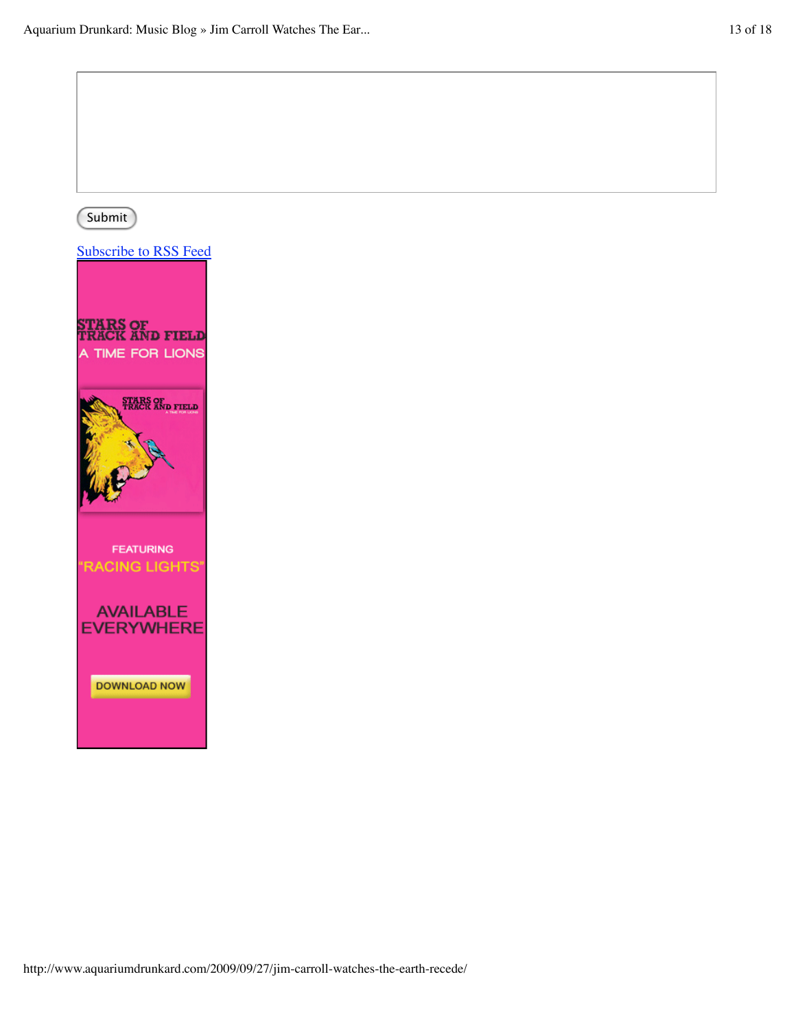Submit

[Subscribe to RSS Feed]

STARS OF TRACK AND FIELD

A TIME FOR LIONS

FEATURING

"RACING LIGHTS"

AVAILABLE EVERYWHERE

DOWNLOAD NOW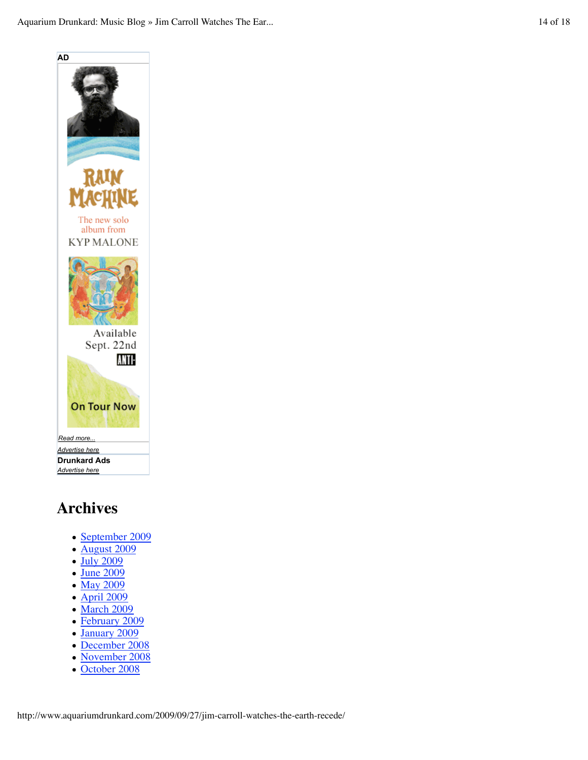**AD**

RAIN MACHINE

The new solo album from

KYP MALONE

Available Sept. 22nd

ANTI-

On Tour Now

*Read more...*

*Advertise here*

**Drunkard Ads**

*Advertise here*

## Archives

- September 2009
- August 2009
- July 2009
- June 2009
- May 2009
- April 2009
- March 2009
- February 2009
- January 2009
- December 2008
- November 2008
- October 2008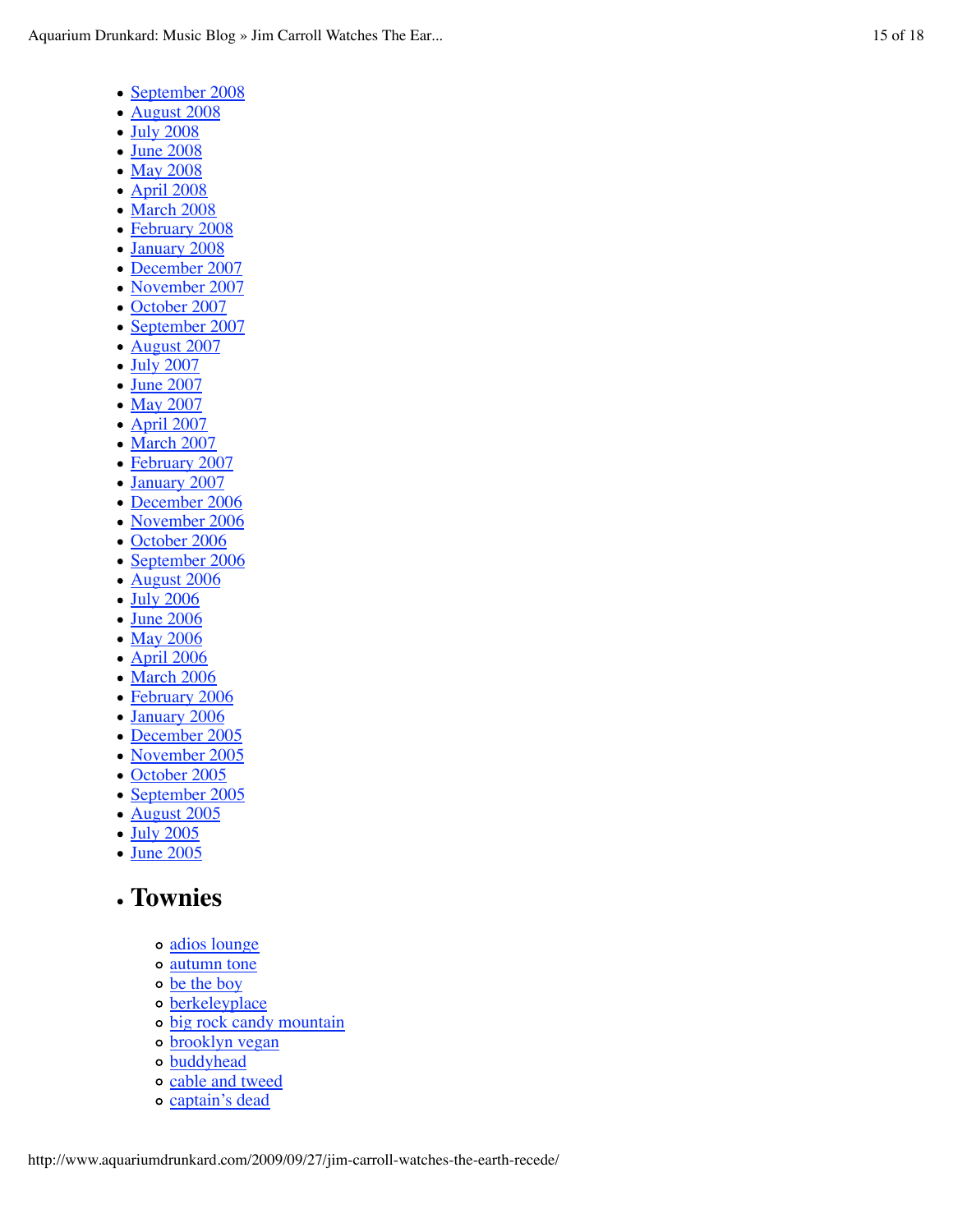- September 2008
- August 2008
- July 2008
- June 2008
- May 2008
- April 2008
- March 2008
- February 2008
- January 2008
- December 2007
- November 2007
- October 2007
- September 2007
- August 2007
- July 2007
- June 2007
- May 2007
- April 2007
- March 2007
- February 2007
- January 2007
- December 2006
- November 2006
- October 2006
- September 2006
- August 2006
- July 2006
- June 2006
- May 2006
- April 2006
- March 2006
- February 2006
- January 2006
- December 2005
- November 2005
- October 2005
- September 2005
- August 2005
- July 2005
- June 2005

- ## Townies
  - adios lounge
  - autumn tone
  - be the boy
  - berkeleyplace
  - big rock candy mountain
  - brooklyn vegan
  - buddyhead
  - cable and tweed
  - captain's dead

http://www.aquariumdrunkard.com/2009/09/27/jim-carroll-watches-the-earth-recede/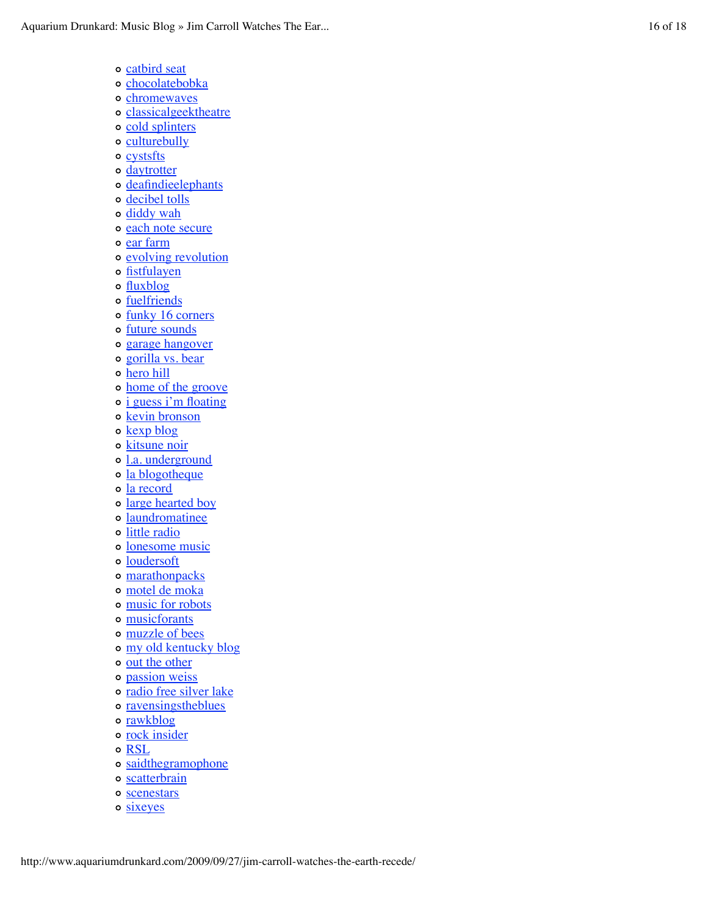- catbird seat
- chocolatebobka
- chromewaves
- classicalgeektheatre
- cold splinters
- culturebully
- cystsfts
- daytrotter
- deafindieelephants
- decibel tolls
- diddy wah
- each note secure
- ear farm
- evolving revolution
- fistfulayen
- fluxblog
- fuelfriends
- funky 16 corners
- future sounds
- garage hangover
- gorilla vs. bear
- hero hill
- home of the groove
- i guess i'm floating
- kevin bronson
- kexp blog
- kitsune noir
- l.a. underground
- la blogotheque
- la record
- large hearted boy
- laundromatinee
- little radio
- lonesome music
- loudersoft
- marathonpacks
- motel de moka
- music for robots
- musicforants
- muzzle of bees
- my old kentucky blog
- out the other
- passion weiss
- radio free silver lake
- ravensingstheblues
- rawkblog
- rock insider
- RSL
- saidthegramophone
- scatterbrain
- scenestars
- sixeyes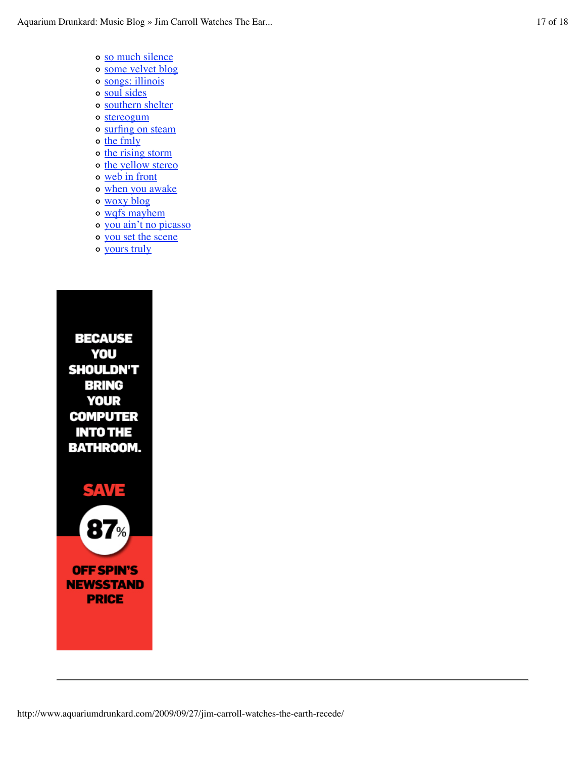- so much silence
- some velvet blog
- songs: illinois
- soul sides
- southern shelter
- stereogum
- surfing on steam
- the fmly
- the rising storm
- the yellow stereo
- web in front
- when you awake
- woxy blog
- wqfs mayhem
- you ain't no picasso
- you set the scene
- yours truly

BECAUSE YOU SHOULDN'T BRING YOUR COMPUTER INTO THE BATHROOM.

SAVE 87% OFF SPIN'S NEWSSTAND PRICE

---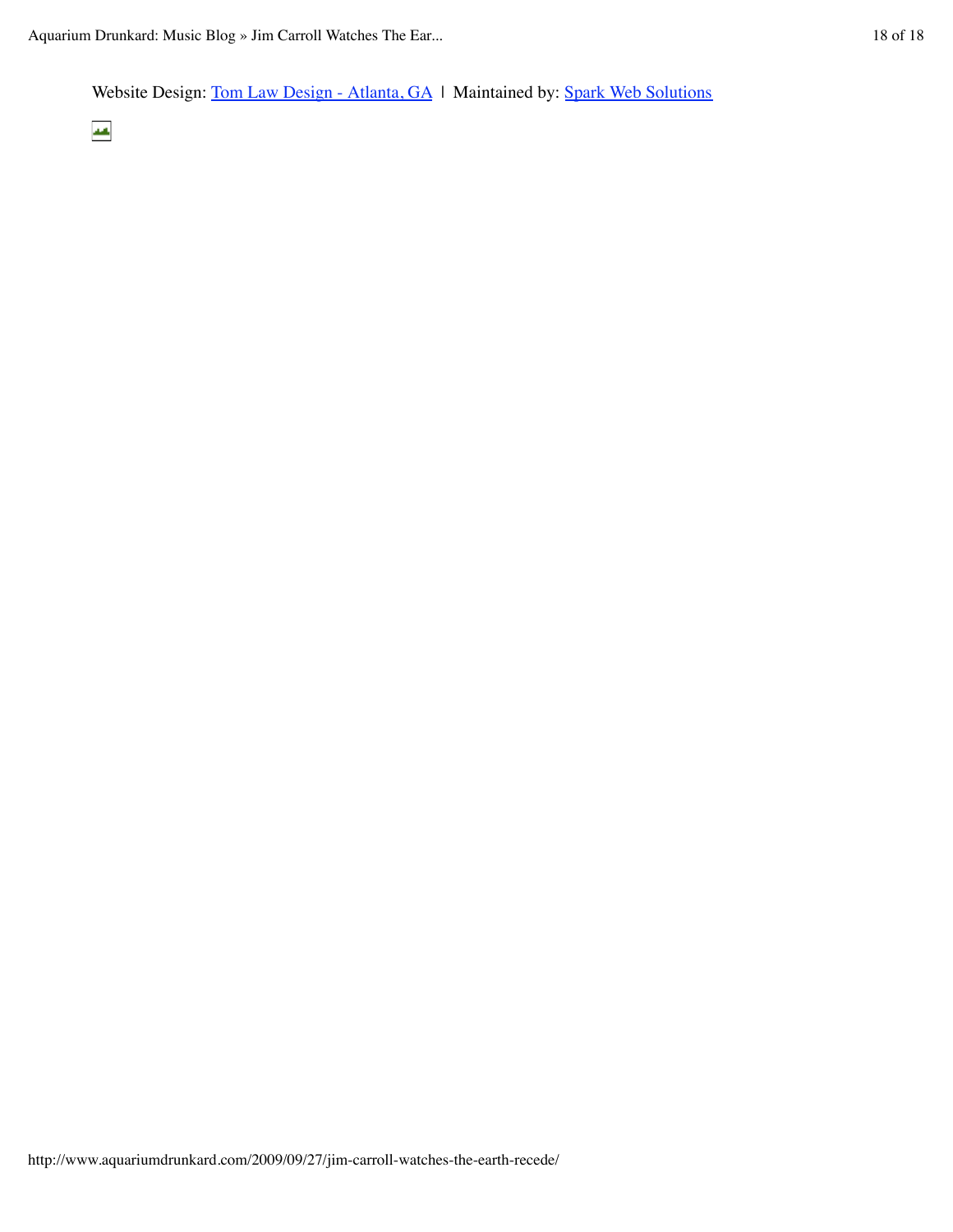Website Design: [Tom Law Design - Atlanta, GA](#) | Maintained by: [Spark Web Solutions](#)